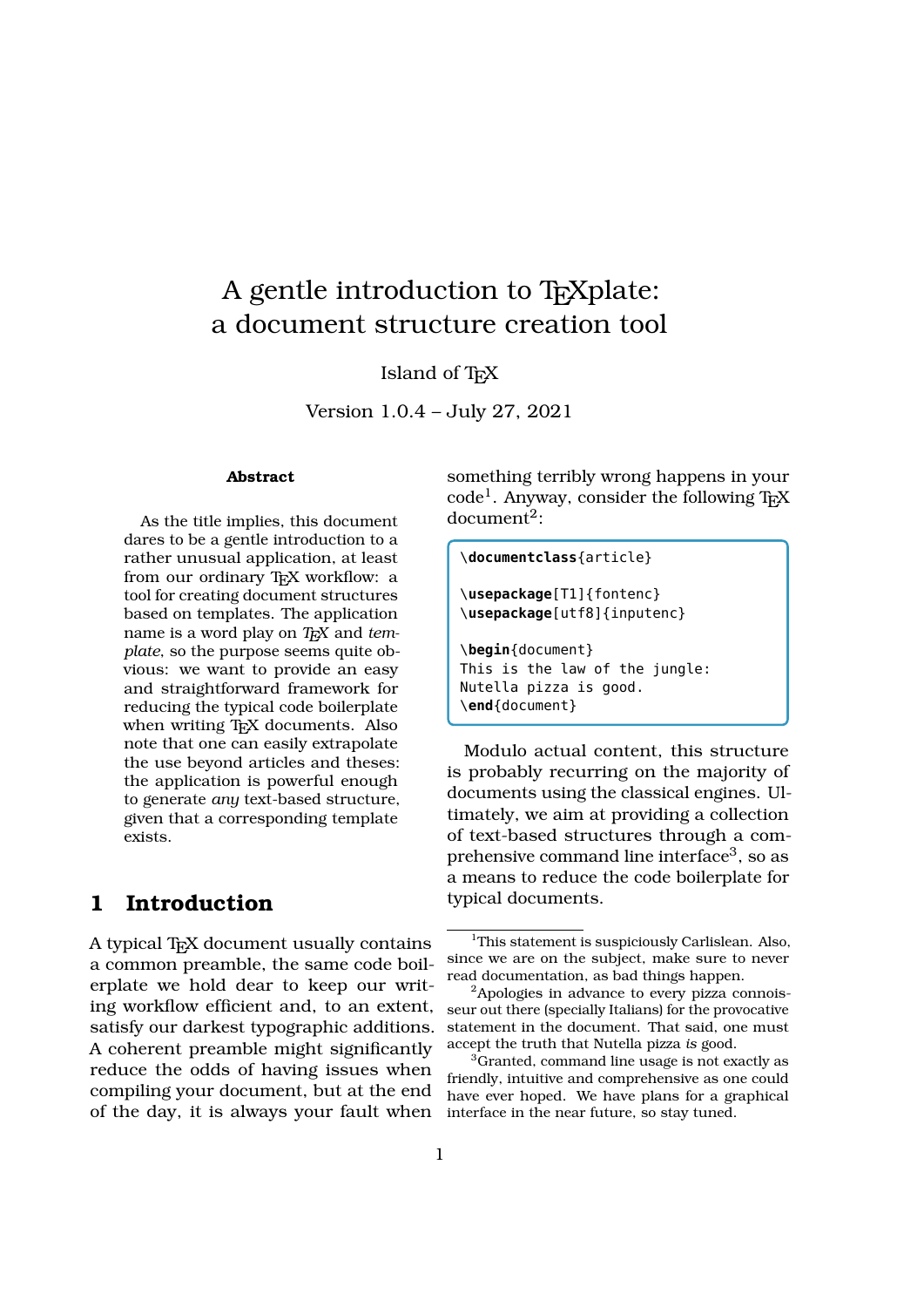# A gentle introduction to TEXplate: a document structure creation tool

Island of TEX

Version 1.0.4 – July 27, 2021

**Abstract**

As the title implies, this document dares to be a gentle introduction to a rather unusual application, at least from our ordinary TEX workflow: a tool for creating document structures based on templates. The application name is a word play on *TEX* and *template*, so the purpose seems quite obvious: we want to provide an easy and straightforward framework for reducing the typical code boilerplate when writing TEX documents. Also note that one can easily extrapolate the use beyond articles and theses: the application is powerful enough to generate *any* text-based structure, given that a corresponding template exists.

## 1 Introduction

A typical TEX document usually contains a common preamble, the same code boilerplate we hold dear to keep our writing workflow efficient and, to an extent, satisfy our darkest typographic additions. A coherent preamble might significantly reduce the odds of having issues when compiling your document, but at the end of the day, it is always your fault when something terribly wrong happens in your code[1]. Anyway, consider the following TEX document[2]:

```
\documentclass{article}

\usepackage[T1]{fontenc}
\usepackage[utf8]{inputenc}

\begin{document}
This is the law of the jungle:
Nutella pizza is good.
\end{document}
```

Modulo actual content, this structure is probably recurring on the majority of documents using the classical engines. Ultimately, we aim at providing a collection of text-based structures through a comprehensive command line interface[3], so as a means to reduce the code boilerplate for typical documents.

[1] This statement is suspiciously Carlislean. Also, since we are on the subject, make sure to never read documentation, as bad things happen.

[2] Apologies in advance to every pizza connoisseur out there (specially Italians) for the provocative statement in the document. That said, one must accept the truth that Nutella pizza *is* good.

[3] Granted, command line usage is not exactly as friendly, intuitive and comprehensive as one could have ever hoped. We have plans for a graphical interface in the near future, so stay tuned.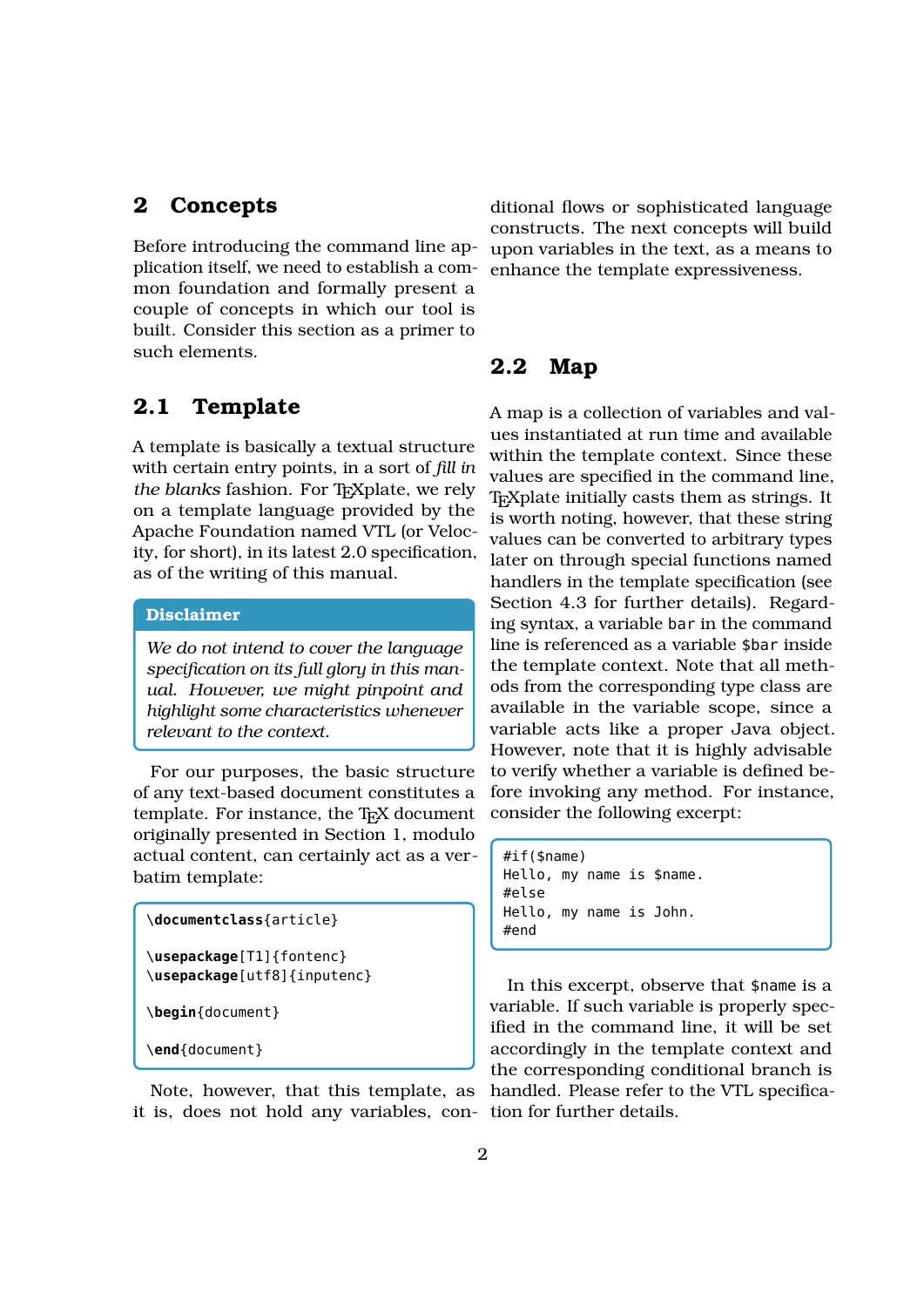# 2 Concepts

Before introducing the command line application itself, we need to establish a common foundation and formally present a couple of concepts in which our tool is built. Consider this section as a primer to such elements.

## 2.1 Template

A template is basically a textual structure with certain entry points, in a sort of *fill in the blanks* fashion. For TEXplate, we rely on a template language provided by the Apache Foundation named VTL (or Velocity, for short), in its latest 2.0 specification, as of the writing of this manual.

> **Disclaimer**
>
> *We do not intend to cover the language specification on its full glory in this manual. However, we might pinpoint and highlight some characteristics whenever relevant to the context.*

For our purposes, the basic structure of any text-based document constitutes a template. For instance, the TEX document originally presented in Section 1, modulo actual content, can certainly act as a verbatim template:

```
\documentclass{article}

\usepackage[T1]{fontenc}
\usepackage[utf8]{inputenc}

\begin{document}

\end{document}
```

Note, however, that this template, as it is, does not hold any variables, conditional flows or sophisticated language constructs. The next concepts will build upon variables in the text, as a means to enhance the template expressiveness.

## 2.2 Map

A map is a collection of variables and values instantiated at run time and available within the template context. Since these values are specified in the command line, TEXplate initially casts them as strings. It is worth noting, however, that these string values can be converted to arbitrary types later on through special functions named handlers in the template specification (see Section 4.3 for further details). Regarding syntax, a variable `bar` in the command line is referenced as a variable `$bar` inside the template context. Note that all methods from the corresponding type class are available in the variable scope, since a variable acts like a proper Java object. However, note that it is highly advisable to verify whether a variable is defined before invoking any method. For instance, consider the following excerpt:

```
#if($name)
Hello, my name is $name.
#else
Hello, my name is John.
#end
```

In this excerpt, observe that `$name` is a variable. If such variable is properly specified in the command line, it will be set accordingly in the template context and the corresponding conditional branch is handled. Please refer to the VTL specification for further details.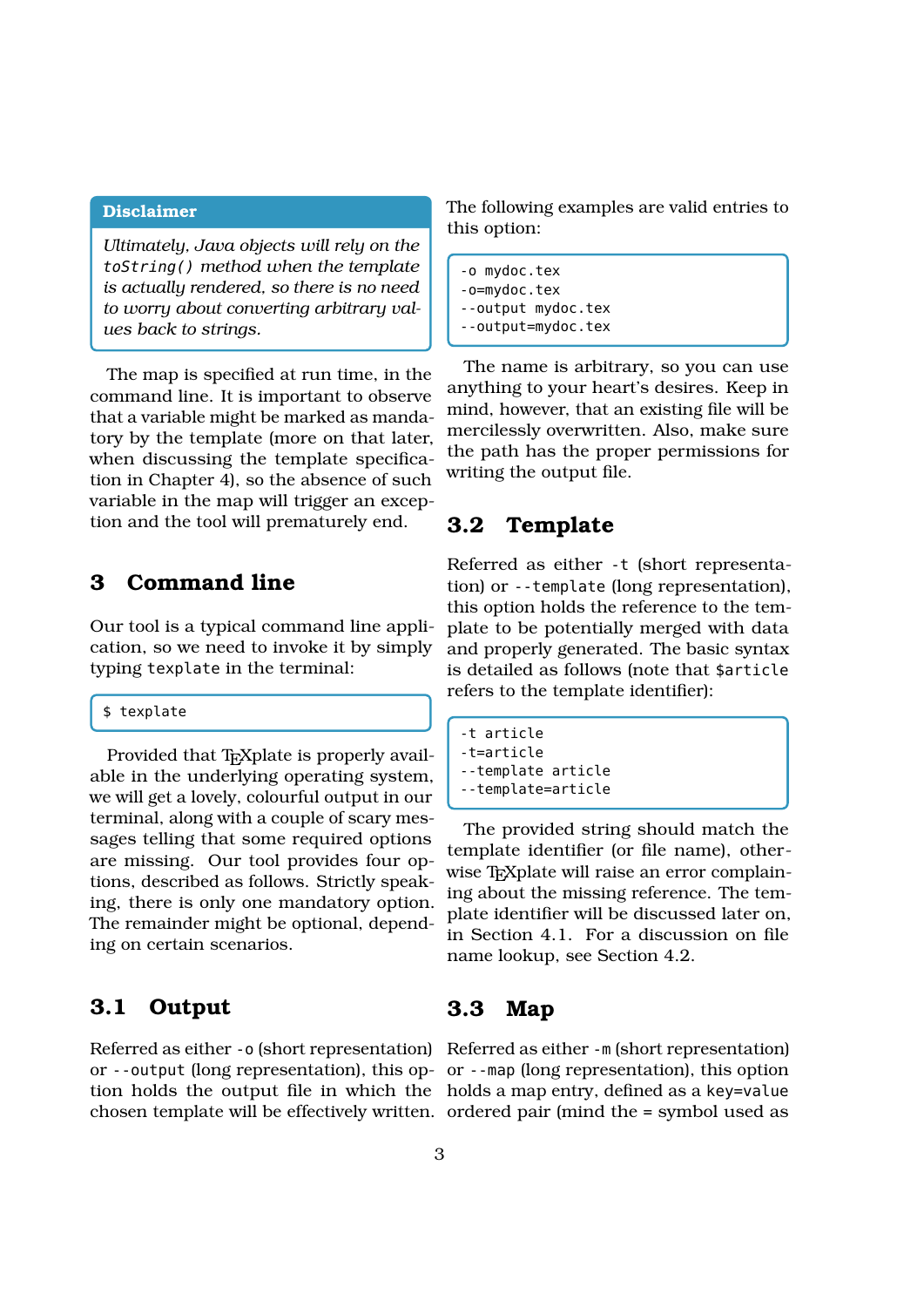> **Disclaimer**
>
> *Ultimately, Java objects will rely on the `toString()` method when the template is actually rendered, so there is no need to worry about converting arbitrary values back to strings.*

The map is specified at run time, in the command line. It is important to observe that a variable might be marked as mandatory by the template (more on that later, when discussing the template specification in Chapter 4), so the absence of such variable in the map will trigger an exception and the tool will prematurely end.

# 3 Command line

Our tool is a typical command line application, so we need to invoke it by simply typing `texplate` in the terminal:

```
$ texplate
```

Provided that TEXplate is properly available in the underlying operating system, we will get a lovely, colourful output in our terminal, along with a couple of scary messages telling that some required options are missing. Our tool provides four options, described as follows. Strictly speaking, there is only one mandatory option. The remainder might be optional, depending on certain scenarios.

## 3.1 Output

Referred as either `-o` (short representation) or `--output` (long representation), this option holds the output file in which the chosen template will be effectively written. The following examples are valid entries to this option:

```
-o mydoc.tex
-o=mydoc.tex
--output mydoc.tex
--output=mydoc.tex
```

The name is arbitrary, so you can use anything to your heart's desires. Keep in mind, however, that an existing file will be mercilessly overwritten. Also, make sure the path has the proper permissions for writing the output file.

## 3.2 Template

Referred as either `-t` (short representation) or `--template` (long representation), this option holds the reference to the template to be potentially merged with data and properly generated. The basic syntax is detailed as follows (note that `$article` refers to the template identifier):

```
-t article
-t=article
--template article
--template=article
```

The provided string should match the template identifier (or file name), otherwise TEXplate will raise an error complaining about the missing reference. The template identifier will be discussed later on, in Section 4.1. For a discussion on file name lookup, see Section 4.2.

## 3.3 Map

Referred as either `-m` (short representation) or `--map` (long representation), this option holds a map entry, defined as a `key=value` ordered pair (mind the `=` symbol used as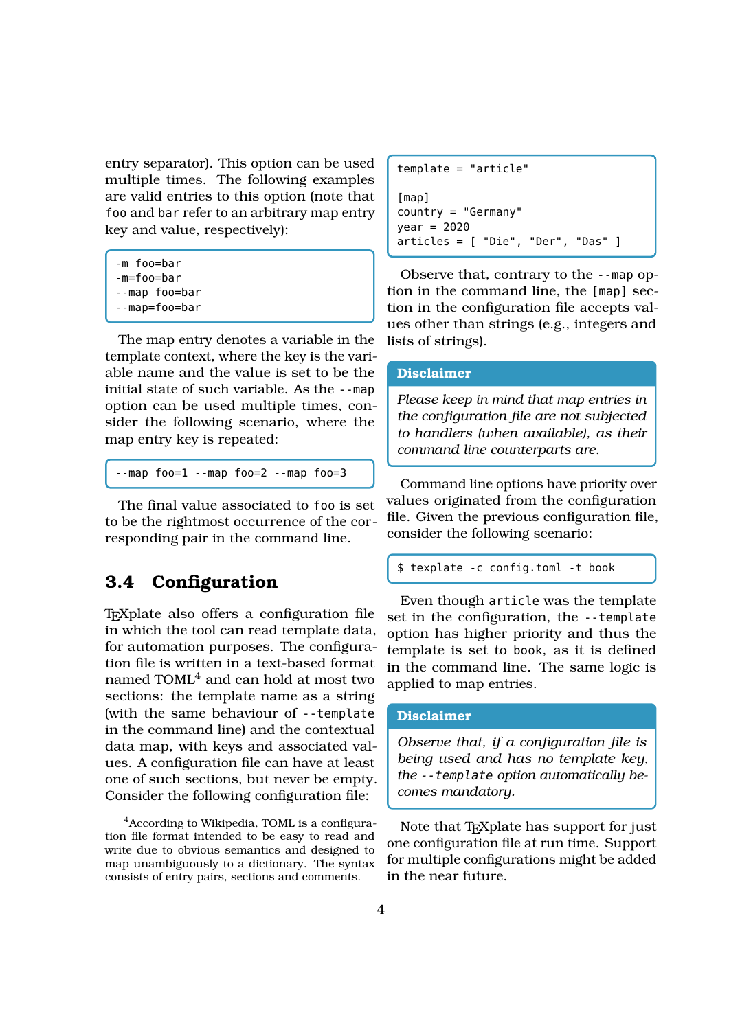entry separator). This option can be used multiple times. The following examples are valid entries to this option (note that `foo` and `bar` refer to an arbitrary map entry key and value, respectively):

```
-m foo=bar
-m=foo=bar
--map foo=bar
--map=foo=bar
```

The map entry denotes a variable in the template context, where the key is the variable name and the value is set to be the initial state of such variable. As the `--map` option can be used multiple times, consider the following scenario, where the map entry key is repeated:

```
--map foo=1 --map foo=2 --map foo=3
```

The final value associated to `foo` is set to be the rightmost occurrence of the corresponding pair in the command line.

## 3.4 Configuration

TeXplate also offers a configuration file in which the tool can read template data, for automation purposes. The configuration file is written in a text-based format named TOML[4] and can hold at most two sections: the template name as a string (with the same behaviour of `--template` in the command line) and the contextual data map, with keys and associated values. A configuration file can have at least one of such sections, but never be empty. Consider the following configuration file:

```
template = "article"

[map]
country = "Germany"
year = 2020
articles = [ "Die", "Der", "Das" ]
```

Observe that, contrary to the `--map` option in the command line, the `[map]` section in the configuration file accepts values other than strings (e.g., integers and lists of strings).

> **Disclaimer**
>
> *Please keep in mind that map entries in the configuration file are not subjected to handlers (when available), as their command line counterparts are.*

Command line options have priority over values originated from the configuration file. Given the previous configuration file, consider the following scenario:

```
$ texplate -c config.toml -t book
```

Even though `article` was the template set in the configuration, the `--template` option has higher priority and thus the template is set to `book`, as it is defined in the command line. The same logic is applied to map entries.

> **Disclaimer**
>
> *Observe that, if a configuration file is being used and has no template key, the `--template` option automatically becomes mandatory.*

Note that TeXplate has support for just one configuration file at run time. Support for multiple configurations might be added in the near future.

---

[4] According to Wikipedia, TOML is a configuration file format intended to be easy to read and write due to obvious semantics and designed to map unambiguously to a dictionary. The syntax consists of entry pairs, sections and comments.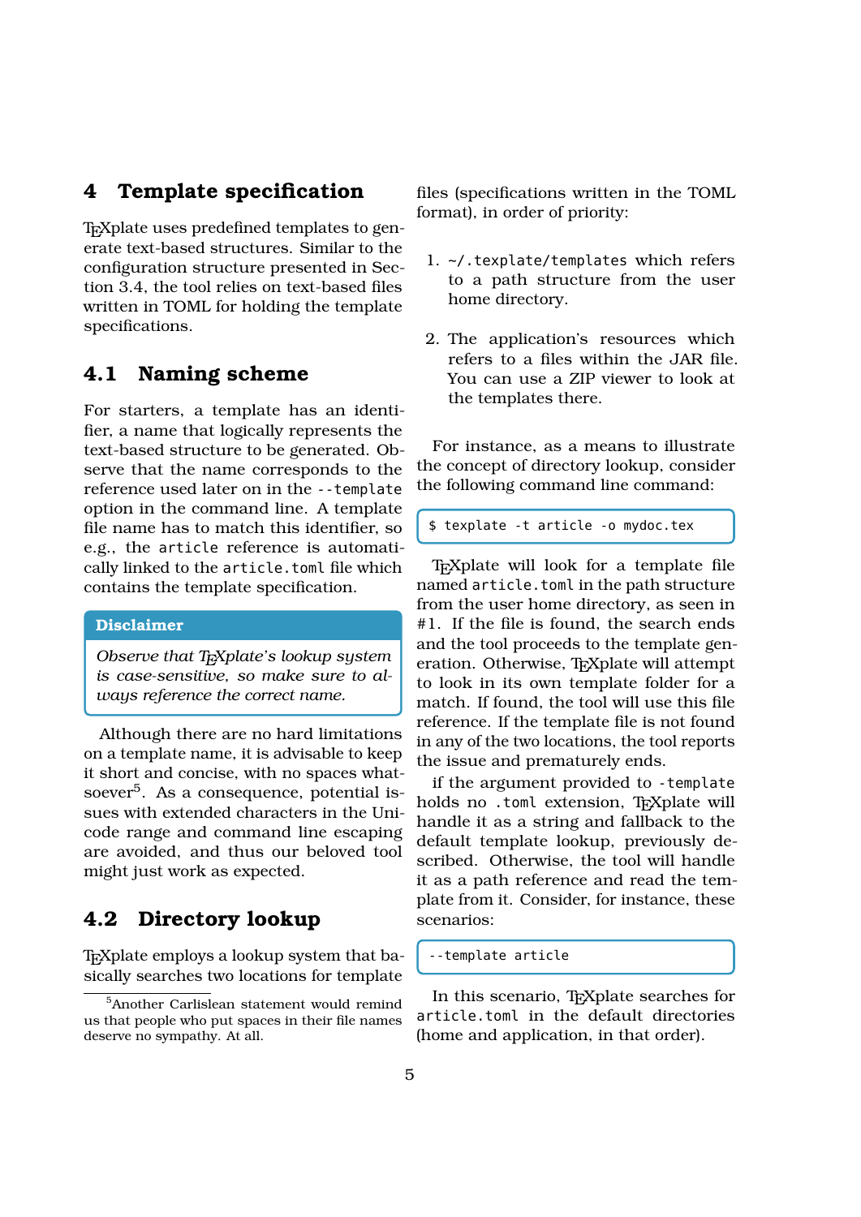# 4 Template specification

TEXplate uses predefined templates to generate text-based structures. Similar to the configuration structure presented in Section 3.4, the tool relies on text-based files written in TOML for holding the template specifications.

## 4.1 Naming scheme

For starters, a template has an identifier, a name that logically represents the text-based structure to be generated. Observe that the name corresponds to the reference used later on in the `--template` option in the command line. A template file name has to match this identifier, so e.g., the `article` reference is automatically linked to the `article.toml` file which contains the template specification.

> **Disclaimer**
>
> *Observe that TEXplate's lookup system is case-sensitive, so make sure to always reference the correct name.*

Although there are no hard limitations on a template name, it is advisable to keep it short and concise, with no spaces whatsoever[5]. As a consequence, potential issues with extended characters in the Unicode range and command line escaping are avoided, and thus our beloved tool might just work as expected.

## 4.2 Directory lookup

TEXplate employs a lookup system that basically searches two locations for template files (specifications written in the TOML format), in order of priority:

1. `~/.texplate/templates` which refers to a path structure from the user home directory.
2. The application's resources which refers to a files within the JAR file. You can use a ZIP viewer to look at the templates there.

For instance, as a means to illustrate the concept of directory lookup, consider the following command line command:

```
$ texplate -t article -o mydoc.tex
```

TEXplate will look for a template file named `article.toml` in the path structure from the user home directory, as seen in #1. If the file is found, the search ends and the tool proceeds to the template generation. Otherwise, TEXplate will attempt to look in its own template folder for a match. If found, the tool will use this file reference. If the template file is not found in any of the two locations, the tool reports the issue and prematurely ends.

if the argument provided to `-template` holds no `.toml` extension, TEXplate will handle it as a string and fallback to the default template lookup, previously described. Otherwise, the tool will handle it as a path reference and read the template from it. Consider, for instance, these scenarios:

```
--template article
```

In this scenario, TEXplate searches for `article.toml` in the default directories (home and application, in that order).

[5] Another Carlislean statement would remind us that people who put spaces in their file names deserve no sympathy. At all.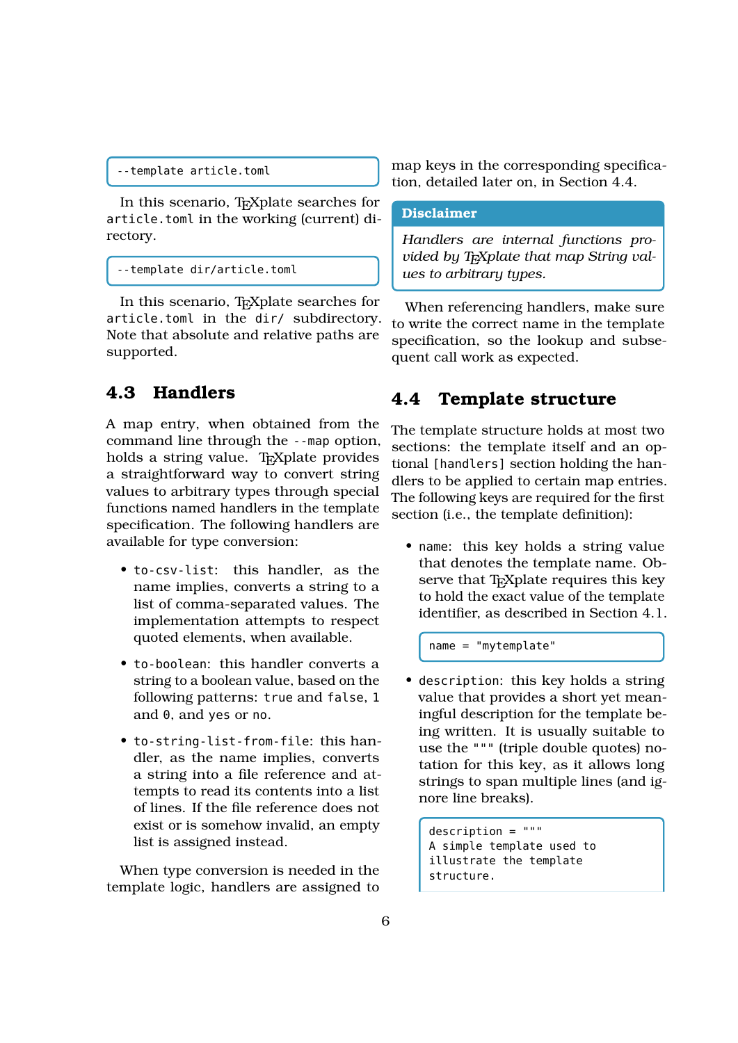```
--template article.toml
```

In this scenario, TEXplate searches for `article.toml` in the working (current) directory.

```
--template dir/article.toml
```

In this scenario, TEXplate searches for `article.toml` in the `dir/` subdirectory. Note that absolute and relative paths are supported.

## 4.3 Handlers

A map entry, when obtained from the command line through the `--map` option, holds a string value. TEXplate provides a straightforward way to convert string values to arbitrary types through special functions named handlers in the template specification. The following handlers are available for type conversion:

- `to-csv-list`: this handler, as the name implies, converts a string to a list of comma-separated values. The implementation attempts to respect quoted elements, when available.
- `to-boolean`: this handler converts a string to a boolean value, based on the following patterns: `true` and `false`, `1` and `0`, and `yes` or `no`.
- `to-string-list-from-file`: this handler, as the name implies, converts a string into a file reference and attempts to read its contents into a list of lines. If the file reference does not exist or is somehow invalid, an empty list is assigned instead.

When type conversion is needed in the template logic, handlers are assigned to map keys in the corresponding specification, detailed later on, in Section 4.4.

**Disclaimer**

*Handlers are internal functions provided by TEXplate that map String values to arbitrary types.*

When referencing handlers, make sure to write the correct name in the template specification, so the lookup and subsequent call work as expected.

## 4.4 Template structure

The template structure holds at most two sections: the template itself and an optional `[handlers]` section holding the handlers to be applied to certain map entries. The following keys are required for the first section (i.e., the template definition):

- `name`: this key holds a string value that denotes the template name. Observe that TEXplate requires this key to hold the exact value of the template identifier, as described in Section 4.1.

```
name = "mytemplate"
```

- `description`: this key holds a string value that provides a short yet meaningful description for the template being written. It is usually suitable to use the `"""` (triple double quotes) notation for this key, as it allows long strings to span multiple lines (and ignore line breaks).

```
description = """
A simple template used to
illustrate the template
structure.
```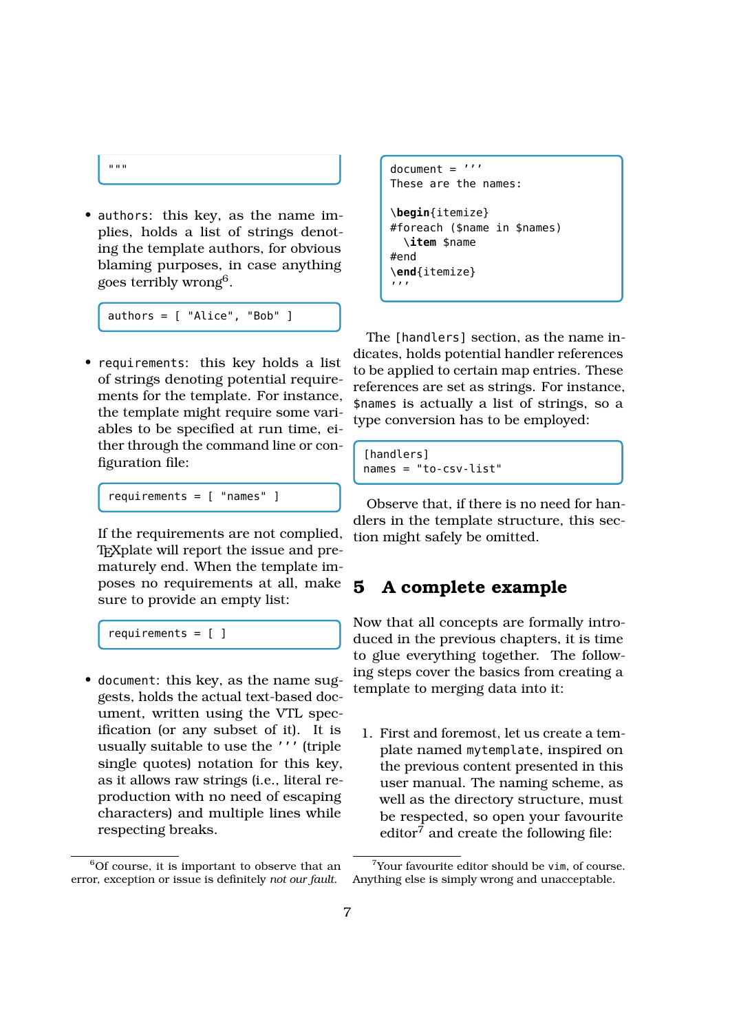```
"""
```

- `authors`: this key, as the name implies, holds a list of strings denoting the template authors, for obvious blaming purposes, in case anything goes terribly wrong[6].

```
authors = [ "Alice", "Bob" ]
```

- `requirements`: this key holds a list of strings denoting potential requirements for the template. For instance, the template might require some variables to be specified at run time, either through the command line or configuration file:

```
requirements = [ "names" ]
```

  If the requirements are not complied, TEXplate will report the issue and prematurely end. When the template imposes no requirements at all, make sure to provide an empty list:

```
requirements = [ ]
```

- `document`: this key, as the name suggests, holds the actual text-based document, written using the VTL specification (or any subset of it). It is usually suitable to use the `'''` (triple single quotes) notation for this key, as it allows raw strings (i.e., literal reproduction with no need of escaping characters) and multiple lines while respecting breaks.

```
document = '''
These are the names:

\begin{itemize}
#foreach ($name in $names)
  \item $name
#end
\end{itemize}
'''
```

The `[handlers]` section, as the name indicates, holds potential handler references to be applied to certain map entries. These references are set as strings. For instance, `$names` is actually a list of strings, so a type conversion has to be employed:

```
[handlers]
names = "to-csv-list"
```

Observe that, if there is no need for handlers in the template structure, this section might safely be omitted.

## 5 A complete example

Now that all concepts are formally introduced in the previous chapters, it is time to glue everything together. The following steps cover the basics from creating a template to merging data into it:

1. First and foremost, let us create a template named `mytemplate`, inspired on the previous content presented in this user manual. The naming scheme, as well as the directory structure, must be respected, so open your favourite editor[7] and create the following file:

[6] Of course, it is important to observe that an error, exception or issue is definitely *not our fault*.

[7] Your favourite editor should be `vim`, of course. Anything else is simply wrong and unacceptable.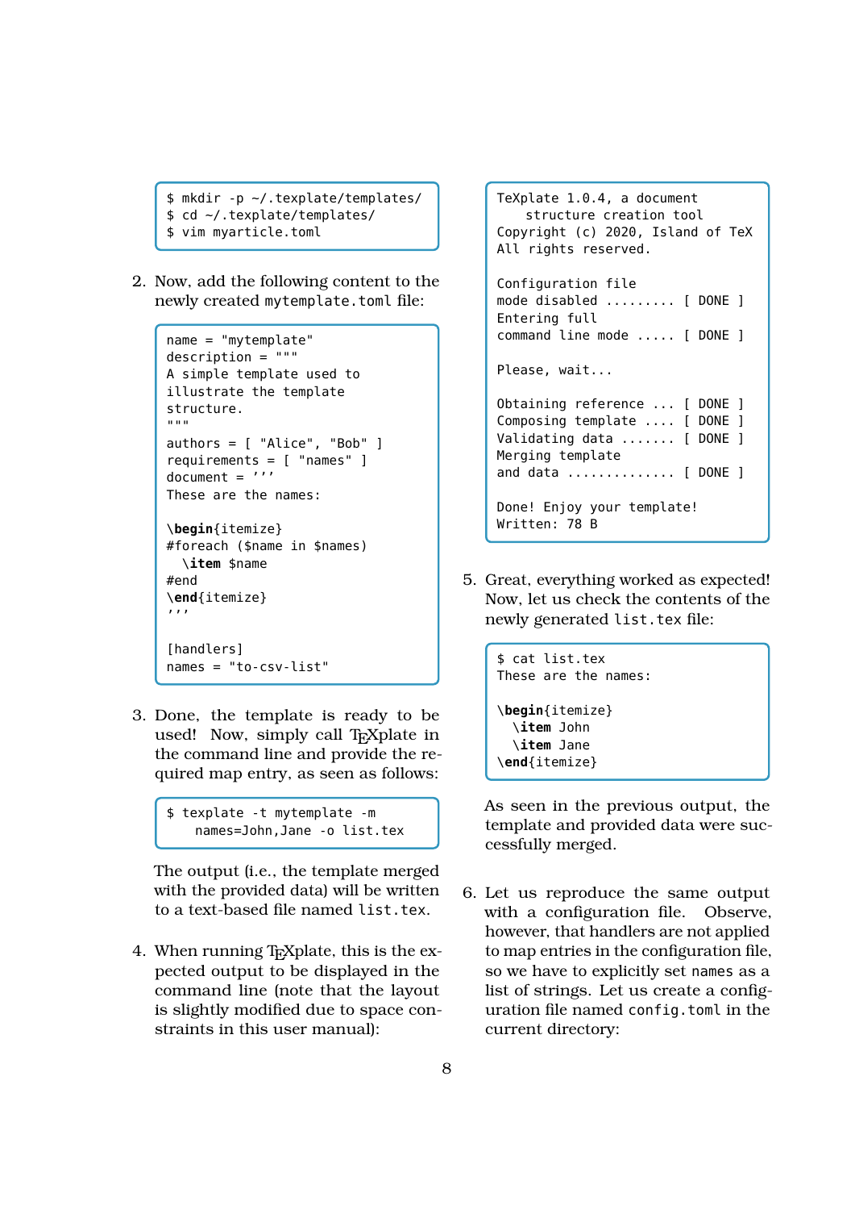```
$ mkdir -p ~/.texplate/templates/
$ cd ~/.texplate/templates/
$ vim myarticle.toml
```

2. Now, add the following content to the newly created `mytemplate.toml` file:

```
name = "mytemplate"
description = """
A simple template used to
illustrate the template
structure.
"""
authors = [ "Alice", "Bob" ]
requirements = [ "names" ]
document = '''
These are the names:

\begin{itemize}
#foreach ($name in $names)
  \item $name
#end
\end{itemize}
'''

[handlers]
names = "to-csv-list"
```

3. Done, the template is ready to be used! Now, simply call TeXplate in the command line and provide the required map entry, as seen as follows:

```
$ texplate -t mytemplate -m
    names=John,Jane -o list.tex
```

The output (i.e., the template merged with the provided data) will be written to a text-based file named `list.tex`.

4. When running TeXplate, this is the expected output to be displayed in the command line (note that the layout is slightly modified due to space constraints in this user manual):

```
TeXplate 1.0.4, a document
    structure creation tool
Copyright (c) 2020, Island of TeX
All rights reserved.

Configuration file
mode disabled ......... [ DONE ]
Entering full
command line mode ..... [ DONE ]

Please, wait...

Obtaining reference ... [ DONE ]
Composing template .... [ DONE ]
Validating data ....... [ DONE ]
Merging template
and data .............. [ DONE ]

Done! Enjoy your template!
Written: 78 B
```

5. Great, everything worked as expected! Now, let us check the contents of the newly generated `list.tex` file:

```
$ cat list.tex
These are the names:

\begin{itemize}
  \item John
  \item Jane
\end{itemize}
```

As seen in the previous output, the template and provided data were successfully merged.

6. Let us reproduce the same output with a configuration file. Observe, however, that handlers are not applied to map entries in the configuration file, so we have to explicitly set `names` as a list of strings. Let us create a configuration file named `config.toml` in the current directory: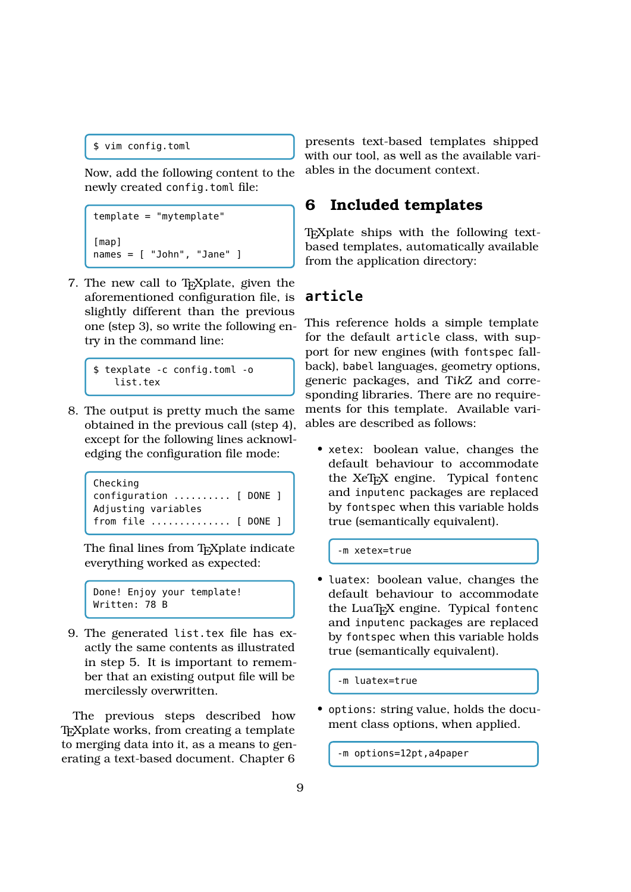```
$ vim config.toml
```

Now, add the following content to the newly created `config.toml` file:

```
template = "mytemplate"

[map]
names = [ "John", "Jane" ]
```

7. The new call to TEXplate, given the aforementioned configuration file, is slightly different than the previous one (step 3), so write the following entry in the command line:

```
$ texplate -c config.toml -o
    list.tex
```

8. The output is pretty much the same obtained in the previous call (step 4), except for the following lines acknowledging the configuration file mode:

```
Checking
configuration .......... [ DONE ]
Adjusting variables
from file .............. [ DONE ]
```

The final lines from TEXplate indicate everything worked as expected:

```
Done! Enjoy your template!
Written: 78 B
```

9. The generated `list.tex` file has exactly the same contents as illustrated in step 5. It is important to remember that an existing output file will be mercilessly overwritten.

The previous steps described how TEXplate works, from creating a template to merging data into it, as a means to generating a text-based document. Chapter 6 presents text-based templates shipped with our tool, as well as the available variables in the document context.

## 6 Included templates

TEXplate ships with the following text-based templates, automatically available from the application directory:

### `article`

This reference holds a simple template for the default `article` class, with support for new engines (with `fontspec` fallback), `babel` languages, geometry options, generic packages, and TikZ and corresponding libraries. There are no requirements for this template. Available variables are described as follows:

- `xetex`: boolean value, changes the default behaviour to accommodate the XeTEX engine. Typical `fontenc` and `inputenc` packages are replaced by `fontspec` when this variable holds true (semantically equivalent).

```
-m xetex=true
```

- `luatex`: boolean value, changes the default behaviour to accommodate the LuaTEX engine. Typical `fontenc` and `inputenc` packages are replaced by `fontspec` when this variable holds true (semantically equivalent).

```
-m luatex=true
```

- `options`: string value, holds the document class options, when applied.

```
-m options=12pt,a4paper
```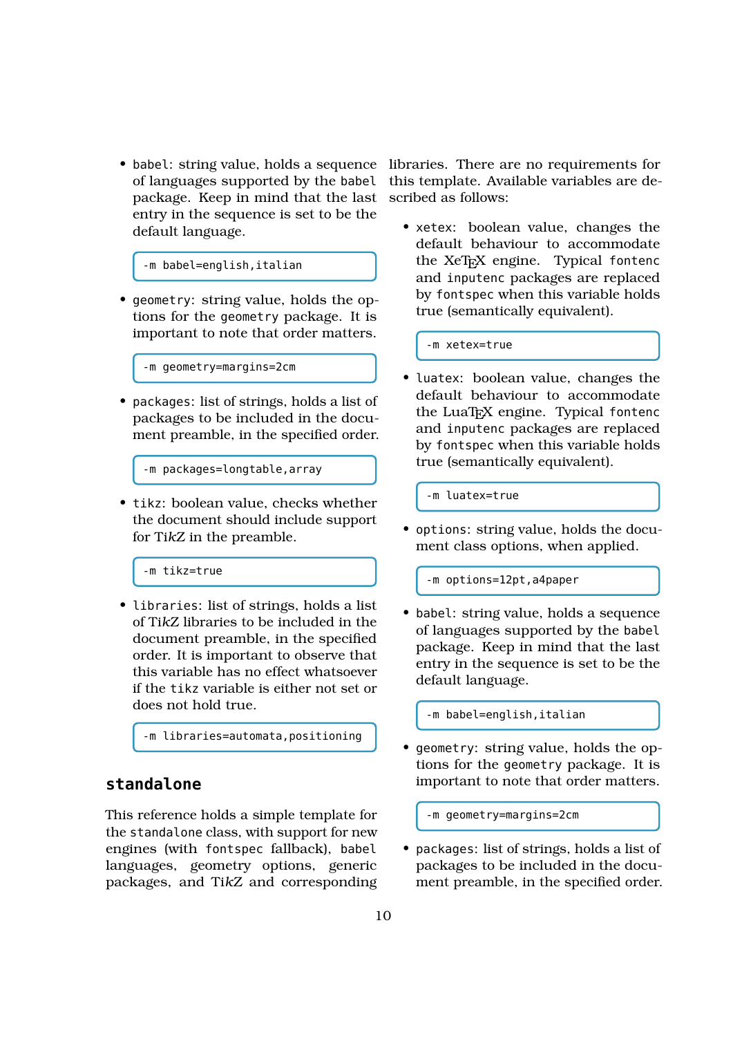- `babel`: string value, holds a sequence of languages supported by the `babel` package. Keep in mind that the last entry in the sequence is set to be the default language.

```
-m babel=english,italian
```

- `geometry`: string value, holds the options for the `geometry` package. It is important to note that order matters.

```
-m geometry=margins=2cm
```

- `packages`: list of strings, holds a list of packages to be included in the document preamble, in the specified order.

```
-m packages=longtable,array
```

- `tikz`: boolean value, checks whether the document should include support for Ti*k*Z in the preamble.

```
-m tikz=true
```

- `libraries`: list of strings, holds a list of Ti*k*Z libraries to be included in the document preamble, in the specified order. It is important to observe that this variable has no effect whatsoever if the `tikz` variable is either not set or does not hold true.

```
-m libraries=automata,positioning
```

## standalone

This reference holds a simple template for the `standalone` class, with support for new engines (with `fontspec` fallback), `babel` languages, geometry options, generic packages, and Ti*k*Z and corresponding libraries. There are no requirements for this template. Available variables are described as follows:

- `xetex`: boolean value, changes the default behaviour to accommodate the XeTeX engine. Typical `fontenc` and `inputenc` packages are replaced by `fontspec` when this variable holds true (semantically equivalent).

```
-m xetex=true
```

- `luatex`: boolean value, changes the default behaviour to accommodate the LuaTeX engine. Typical `fontenc` and `inputenc` packages are replaced by `fontspec` when this variable holds true (semantically equivalent).

```
-m luatex=true
```

- `options`: string value, holds the document class options, when applied.

```
-m options=12pt,a4paper
```

- `babel`: string value, holds a sequence of languages supported by the `babel` package. Keep in mind that the last entry in the sequence is set to be the default language.

```
-m babel=english,italian
```

- `geometry`: string value, holds the options for the `geometry` package. It is important to note that order matters.

```
-m geometry=margins=2cm
```

- `packages`: list of strings, holds a list of packages to be included in the document preamble, in the specified order.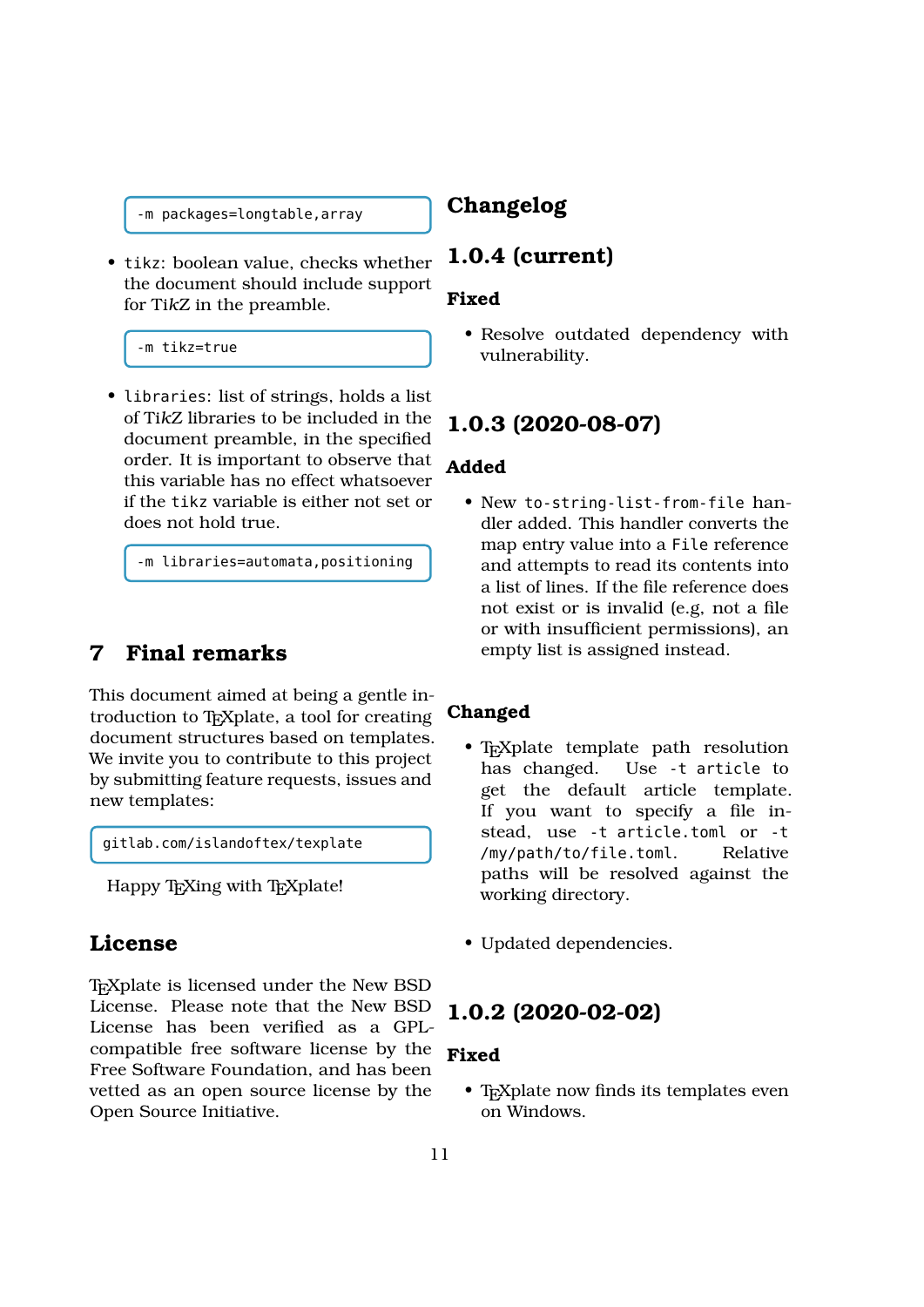```
-m packages=longtable,array
```

- `tikz`: boolean value, checks whether the document should include support for Ti*k*Z in the preamble.

```
-m tikz=true
```

- `libraries`: list of strings, holds a list of Ti*k*Z libraries to be included in the document preamble, in the specified order. It is important to observe that this variable has no effect whatsoever if the `tikz` variable is either not set or does not hold true.

```
-m libraries=automata,positioning
```

## 7 Final remarks

This document aimed at being a gentle introduction to TEXplate, a tool for creating document structures based on templates. We invite you to contribute to this project by submitting feature requests, issues and new templates:

```
gitlab.com/islandoftex/texplate
```

Happy TEXing with TEXplate!

## License

TEXplate is licensed under the New BSD License. Please note that the New BSD License has been verified as a GPL-compatible free software license by the Free Software Foundation, and has been vetted as an open source license by the Open Source Initiative.

## Changelog

### 1.0.4 (current)

#### Fixed

- Resolve outdated dependency with vulnerability.

### 1.0.3 (2020-08-07)

#### Added

- New `to-string-list-from-file` handler added. This handler converts the map entry value into a `File` reference and attempts to read its contents into a list of lines. If the file reference does not exist or is invalid (e.g, not a file or with insufficient permissions), an empty list is assigned instead.

#### Changed

- TEXplate template path resolution has changed. Use `-t article` to get the default article template. If you want to specify a file instead, use `-t article.toml` or `-t /my/path/to/file.toml`. Relative paths will be resolved against the working directory.

- Updated dependencies.

### 1.0.2 (2020-02-02)

#### Fixed

- TEXplate now finds its templates even on Windows.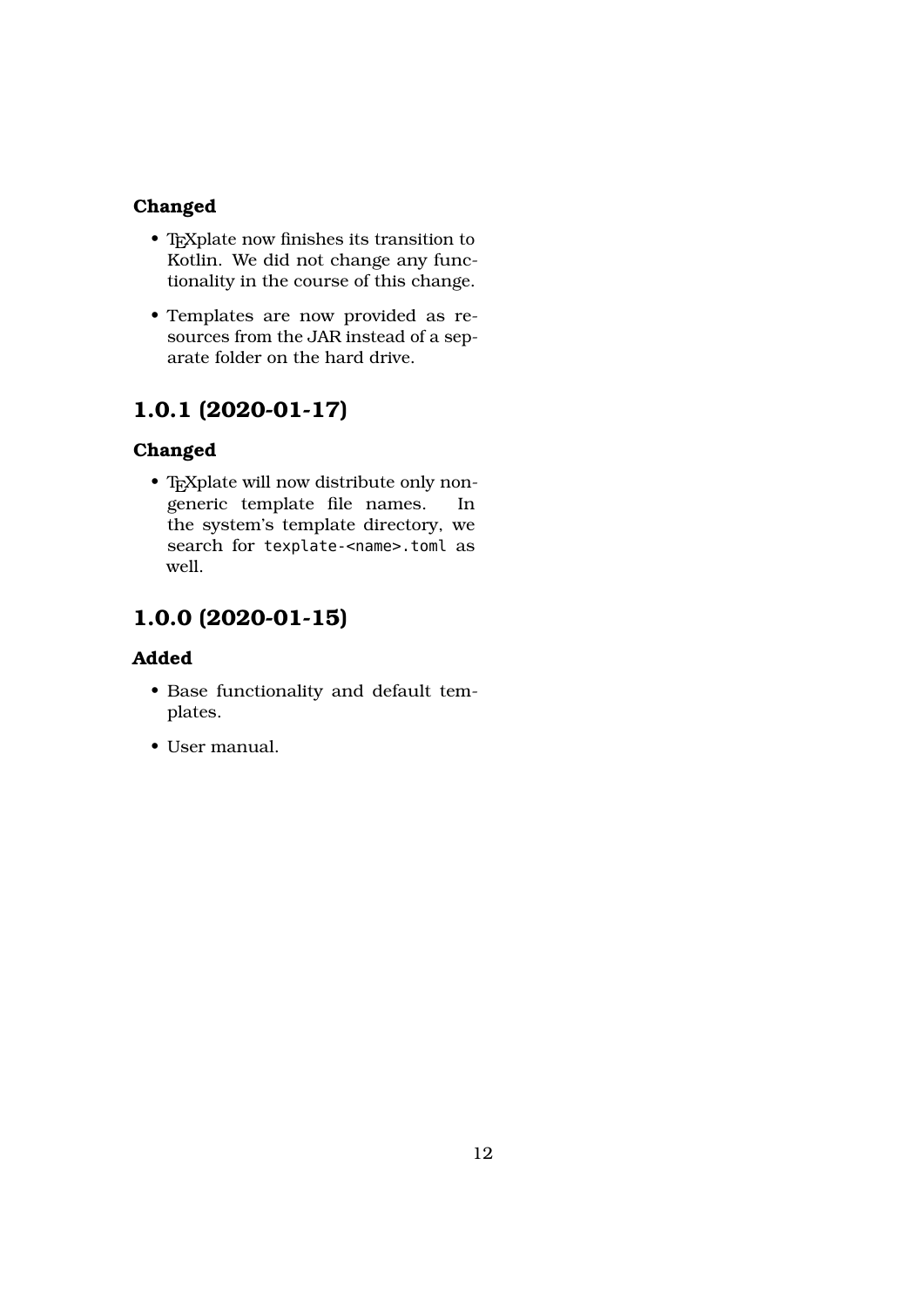### Changed

- TeXplate now finishes its transition to Kotlin. We did not change any functionality in the course of this change.
- Templates are now provided as resources from the JAR instead of a separate folder on the hard drive.

## 1.0.1 (2020-01-17)

### Changed

- TeXplate will now distribute only non-generic template file names. In the system's template directory, we search for `texplate-<name>.toml` as well.

## 1.0.0 (2020-01-15)

### Added

- Base functionality and default templates.
- User manual.